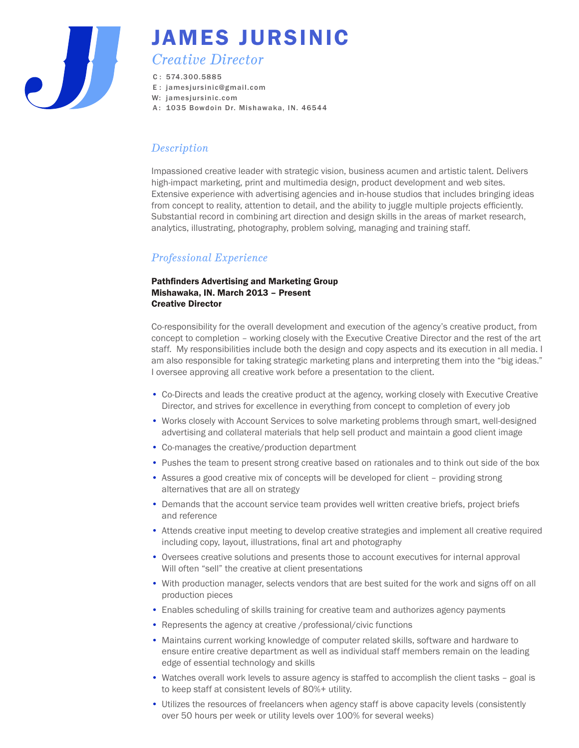# JAMES JURSINIC

*Creative Director*

C: 574.300.5885
E: jamesjursinic@gmail.com
W: jamesjursinic.com
A: 1035 Bowdoin Dr. Mishawaka, IN. 46544

## *Description*

Impassioned creative leader with strategic vision, business acumen and artistic talent. Delivers high-impact marketing, print and multimedia design, product development and web sites. Extensive experience with advertising agencies and in-house studios that includes bringing ideas from concept to reality, attention to detail, and the ability to juggle multiple projects efficiently. Substantial record in combining art direction and design skills in the areas of market research, analytics, illustrating, photography, problem solving, managing and training staff.

## *Professional Experience*

**Pathfinders Advertising and Marketing Group**
**Mishawaka, IN. March 2013 – Present**
**Creative Director**

Co-responsibility for the overall development and execution of the agency's creative product, from concept to completion – working closely with the Executive Creative Director and the rest of the art staff. My responsibilities include both the design and copy aspects and its execution in all media. I am also responsible for taking strategic marketing plans and interpreting them into the "big ideas." I oversee approving all creative work before a presentation to the client.

- Co-Directs and leads the creative product at the agency, working closely with Executive Creative Director, and strives for excellence in everything from concept to completion of every job
- Works closely with Account Services to solve marketing problems through smart, well-designed advertising and collateral materials that help sell product and maintain a good client image
- Co-manages the creative/production department
- Pushes the team to present strong creative based on rationales and to think out side of the box
- Assures a good creative mix of concepts will be developed for client – providing strong alternatives that are all on strategy
- Demands that the account service team provides well written creative briefs, project briefs and reference
- Attends creative input meeting to develop creative strategies and implement all creative required including copy, layout, illustrations, final art and photography
- Oversees creative solutions and presents those to account executives for internal approval Will often "sell" the creative at client presentations
- With production manager, selects vendors that are best suited for the work and signs off on all production pieces
- Enables scheduling of skills training for creative team and authorizes agency payments
- Represents the agency at creative /professional/civic functions
- Maintains current working knowledge of computer related skills, software and hardware to ensure entire creative department as well as individual staff members remain on the leading edge of essential technology and skills
- Watches overall work levels to assure agency is staffed to accomplish the client tasks – goal is to keep staff at consistent levels of 80%+ utility.
- Utilizes the resources of freelancers when agency staff is above capacity levels (consistently over 50 hours per week or utility levels over 100% for several weeks)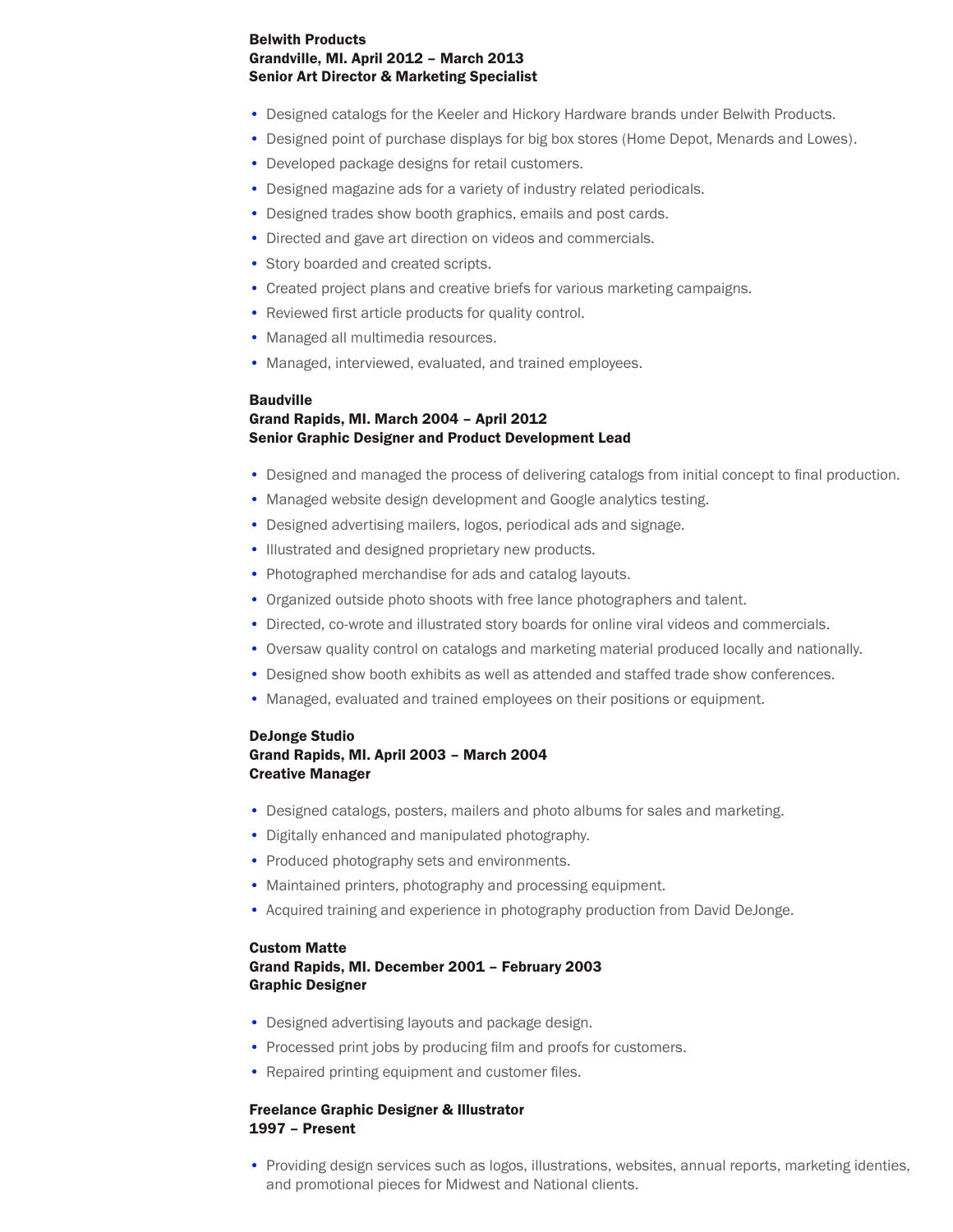**Belwith Products**
**Grandville, MI. April 2012 – March 2013**
**Senior Art Director & Marketing Specialist**

- Designed catalogs for the Keeler and Hickory Hardware brands under Belwith Products.
- Designed point of purchase displays for big box stores (Home Depot, Menards and Lowes).
- Developed package designs for retail customers.
- Designed magazine ads for a variety of industry related periodicals.
- Designed trades show booth graphics, emails and post cards.
- Directed and gave art direction on videos and commercials.
- Story boarded and created scripts.
- Created project plans and creative briefs for various marketing campaigns.
- Reviewed first article products for quality control.
- Managed all multimedia resources.
- Managed, interviewed, evaluated, and trained employees.

**Baudville**
**Grand Rapids, MI. March 2004 – April 2012**
**Senior Graphic Designer and Product Development Lead**

- Designed and managed the process of delivering catalogs from initial concept to final production.
- Managed website design development and Google analytics testing.
- Designed advertising mailers, logos, periodical ads and signage.
- Illustrated and designed proprietary new products.
- Photographed merchandise for ads and catalog layouts.
- Organized outside photo shoots with free lance photographers and talent.
- Directed, co-wrote and illustrated story boards for online viral videos and commercials.
- Oversaw quality control on catalogs and marketing material produced locally and nationally.
- Designed show booth exhibits as well as attended and staffed trade show conferences.
- Managed, evaluated and trained employees on their positions or equipment.

**DeJonge Studio**
**Grand Rapids, MI. April 2003 – March 2004**
**Creative Manager**

- Designed catalogs, posters, mailers and photo albums for sales and marketing.
- Digitally enhanced and manipulated photography.
- Produced photography sets and environments.
- Maintained printers, photography and processing equipment.
- Acquired training and experience in photography production from David DeJonge.

**Custom Matte**
**Grand Rapids, MI. December 2001 – February 2003**
**Graphic Designer**

- Designed advertising layouts and package design.
- Processed print jobs by producing film and proofs for customers.
- Repaired printing equipment and customer files.

**Freelance Graphic Designer & Illustrator**
**1997 – Present**

- Providing design services such as logos, illustrations, websites, annual reports, marketing identies, and promotional pieces for Midwest and National clients.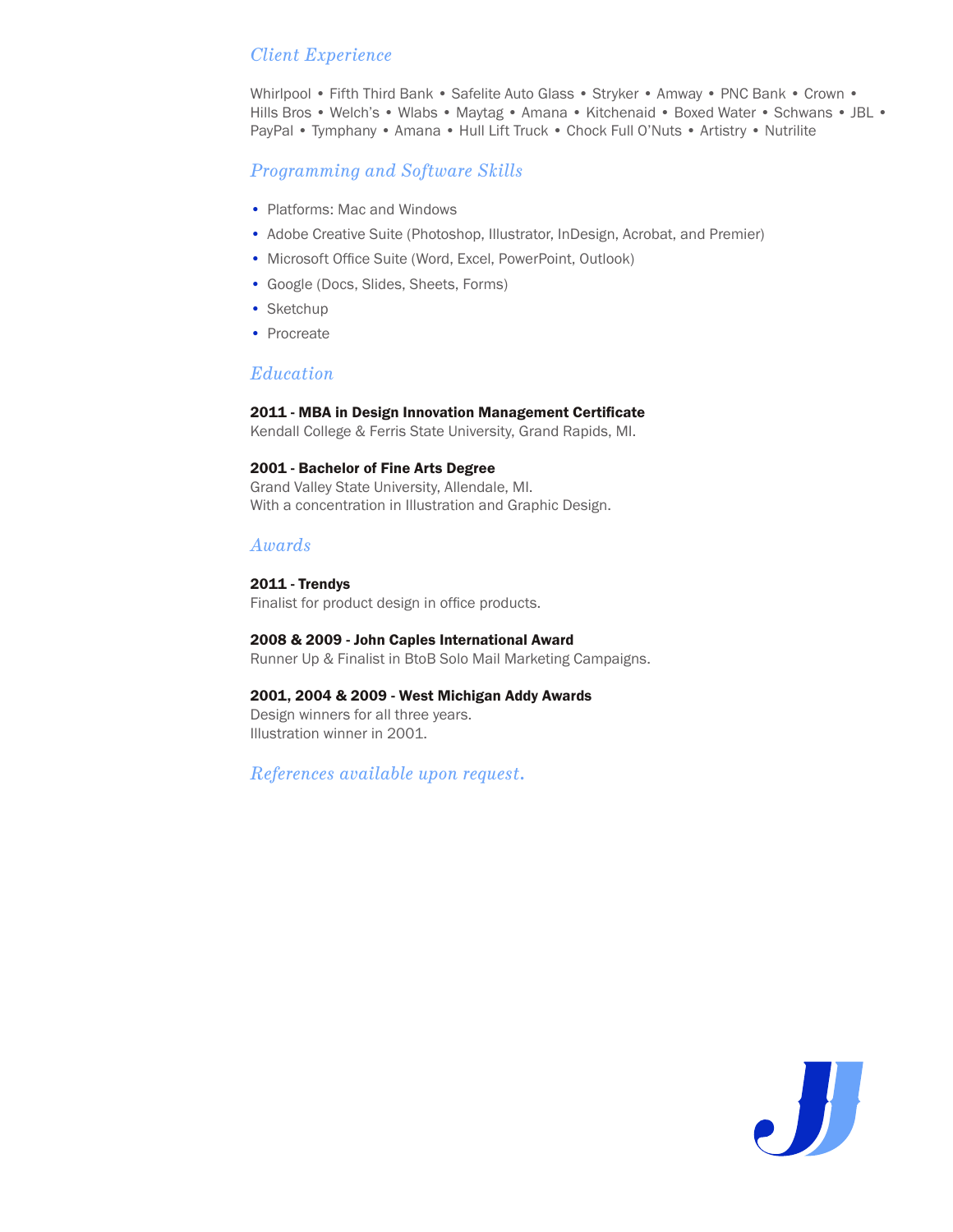## *Client Experience*

Whirlpool • Fifth Third Bank • Safelite Auto Glass • Stryker • Amway • PNC Bank • Crown • Hills Bros • Welch's • Wlabs • Maytag • Amana • Kitchenaid • Boxed Water • Schwans • JBL • PayPal • Tymphany • Amana • Hull Lift Truck • Chock Full O'Nuts • Artistry • Nutrilite

## *Programming and Software Skills*

- Platforms: Mac and Windows
- Adobe Creative Suite (Photoshop, Illustrator, InDesign, Acrobat, and Premier)
- Microsoft Office Suite (Word, Excel, PowerPoint, Outlook)
- Google (Docs, Slides, Sheets, Forms)
- Sketchup
- Procreate

## *Education*

**2011 - MBA in Design Innovation Management Certificate**
Kendall College & Ferris State University, Grand Rapids, MI.

**2001 - Bachelor of Fine Arts Degree**
Grand Valley State University, Allendale, MI.
With a concentration in Illustration and Graphic Design.

## *Awards*

**2011 - Trendys**
Finalist for product design in office products.

**2008 & 2009 - John Caples International Award**
Runner Up & Finalist in BtoB Solo Mail Marketing Campaigns.

**2001, 2004 & 2009 - West Michigan Addy Awards**
Design winners for all three years.
Illustration winner in 2001.

*References available upon request.*